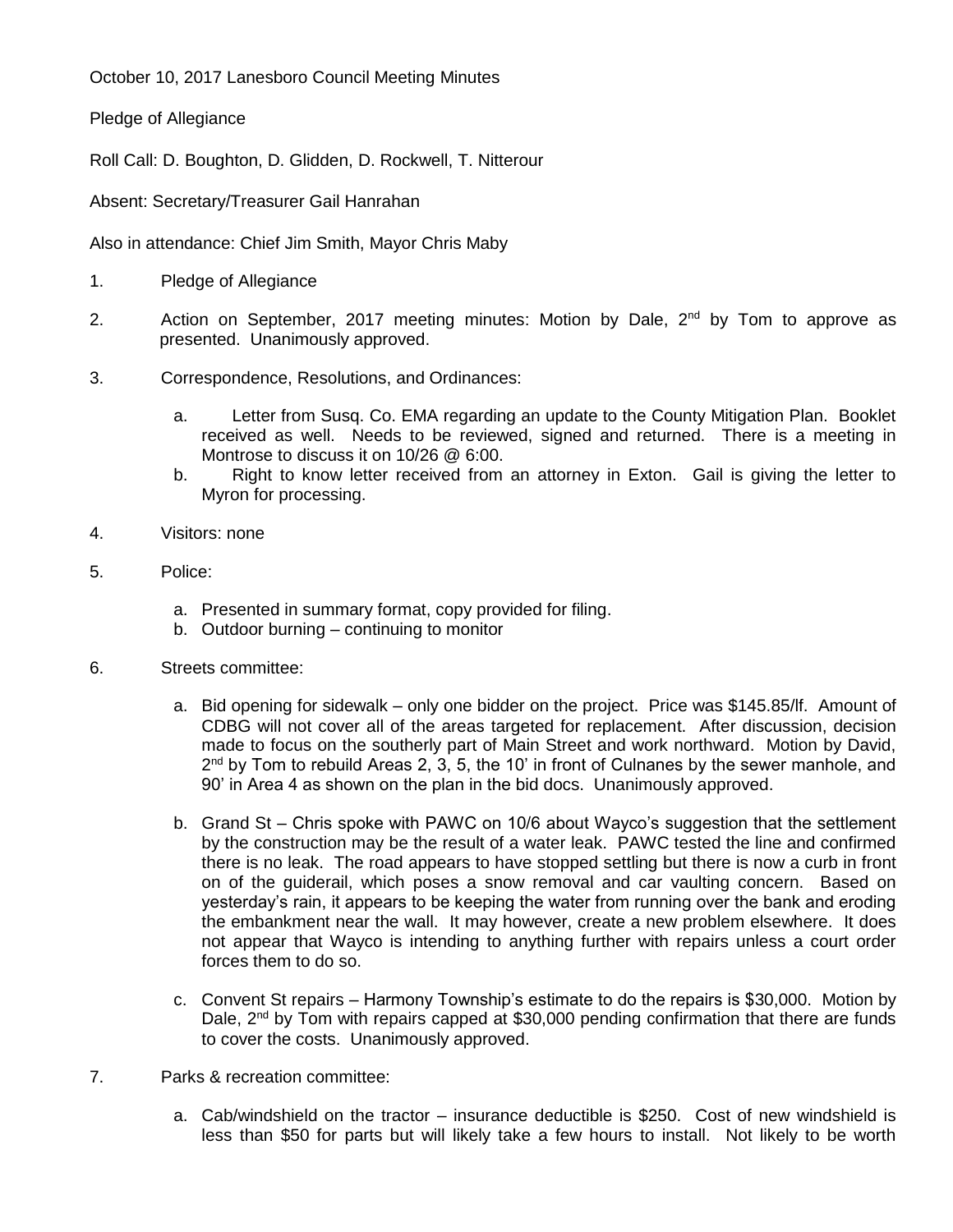October 10, 2017 Lanesboro Council Meeting Minutes

Pledge of Allegiance

Roll Call: D. Boughton, D. Glidden, D. Rockwell, T. Nitterour

Absent: Secretary/Treasurer Gail Hanrahan

Also in attendance: Chief Jim Smith, Mayor Chris Maby

1. Pledge of Allegiance

2. Action on September, 2017 meeting minutes: Motion by Dale, 2nd by Tom to approve as presented. Unanimously approved.

3. Correspondence, Resolutions, and Ordinances:

   a. Letter from Susq. Co. EMA regarding an update to the County Mitigation Plan. Booklet received as well. Needs to be reviewed, signed and returned. There is a meeting in Montrose to discuss it on 10/26 @ 6:00.

   b. Right to know letter received from an attorney in Exton. Gail is giving the letter to Myron for processing.

4. Visitors: none

5. Police:

   a. Presented in summary format, copy provided for filing.
   b. Outdoor burning – continuing to monitor

6. Streets committee:

   a. Bid opening for sidewalk – only one bidder on the project. Price was $145.85/lf. Amount of CDBG will not cover all of the areas targeted for replacement. After discussion, decision made to focus on the southerly part of Main Street and work northward. Motion by David, 2nd by Tom to rebuild Areas 2, 3, 5, the 10' in front of Culnanes by the sewer manhole, and 90' in Area 4 as shown on the plan in the bid docs. Unanimously approved.

   b. Grand St – Chris spoke with PAWC on 10/6 about Wayco's suggestion that the settlement by the construction may be the result of a water leak. PAWC tested the line and confirmed there is no leak. The road appears to have stopped settling but there is now a curb in front on of the guiderail, which poses a snow removal and car vaulting concern. Based on yesterday's rain, it appears to be keeping the water from running over the bank and eroding the embankment near the wall. It may however, create a new problem elsewhere. It does not appear that Wayco is intending to anything further with repairs unless a court order forces them to do so.

   c. Convent St repairs – Harmony Township's estimate to do the repairs is $30,000. Motion by Dale, 2nd by Tom with repairs capped at $30,000 pending confirmation that there are funds to cover the costs. Unanimously approved.

7. Parks & recreation committee:

   a. Cab/windshield on the tractor – insurance deductible is $250. Cost of new windshield is less than $50 for parts but will likely take a few hours to install. Not likely to be worth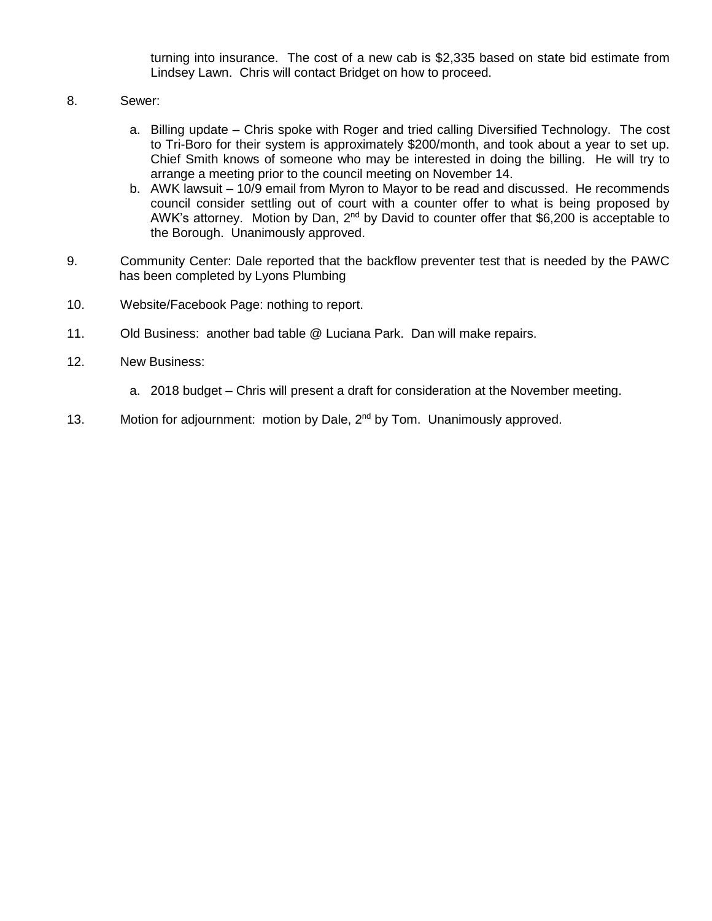turning into insurance. The cost of a new cab is $2,335 based on state bid estimate from Lindsey Lawn. Chris will contact Bridget on how to proceed.

8. Sewer:

   a. Billing update – Chris spoke with Roger and tried calling Diversified Technology. The cost to Tri-Boro for their system is approximately $200/month, and took about a year to set up. Chief Smith knows of someone who may be interested in doing the billing. He will try to arrange a meeting prior to the council meeting on November 14.
   b. AWK lawsuit – 10/9 email from Myron to Mayor to be read and discussed. He recommends council consider settling out of court with a counter offer to what is being proposed by AWK's attorney. Motion by Dan, 2nd by David to counter offer that $6,200 is acceptable to the Borough. Unanimously approved.

9. Community Center: Dale reported that the backflow preventer test that is needed by the PAWC has been completed by Lyons Plumbing

10. Website/Facebook Page: nothing to report.

11. Old Business: another bad table @ Luciana Park. Dan will make repairs.

12. New Business:

    a. 2018 budget – Chris will present a draft for consideration at the November meeting.

13. Motion for adjournment: motion by Dale, 2nd by Tom. Unanimously approved.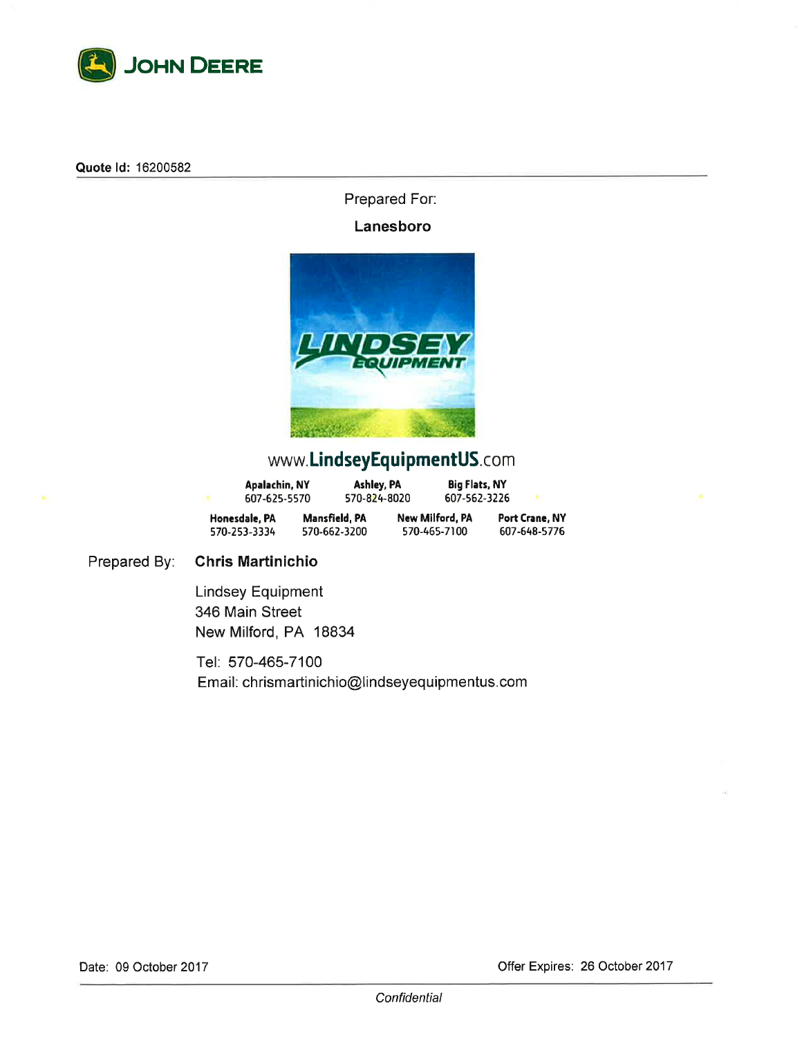JOHN DEERE

**Quote Id:** 16200582

Prepared For:

**Lanesboro**

LINDSEY EQUIPMENT

www.**LindseyEquipmentUS**.com

| Apalachin, NY | Ashley, PA | Big Flats, NY | |
|---|---|---|---|
| 607-625-5570 | 570-824-8020 | 607-562-3226 | |
| **Honesdale, PA** | **Mansfield, PA** | **New Milford, PA** | **Port Crane, NY** |
| 570-253-3334 | 570-662-3200 | 570-465-7100 | 607-648-5776 |

Prepared By: **Chris Martinichio**

Lindsey Equipment
346 Main Street
New Milford, PA 18834

Tel: 570-465-7100
Email: chrismartinichio@lindseyequipmentus.com

Date: 09 October 2017

Offer Expires: 26 October 2017

*Confidential*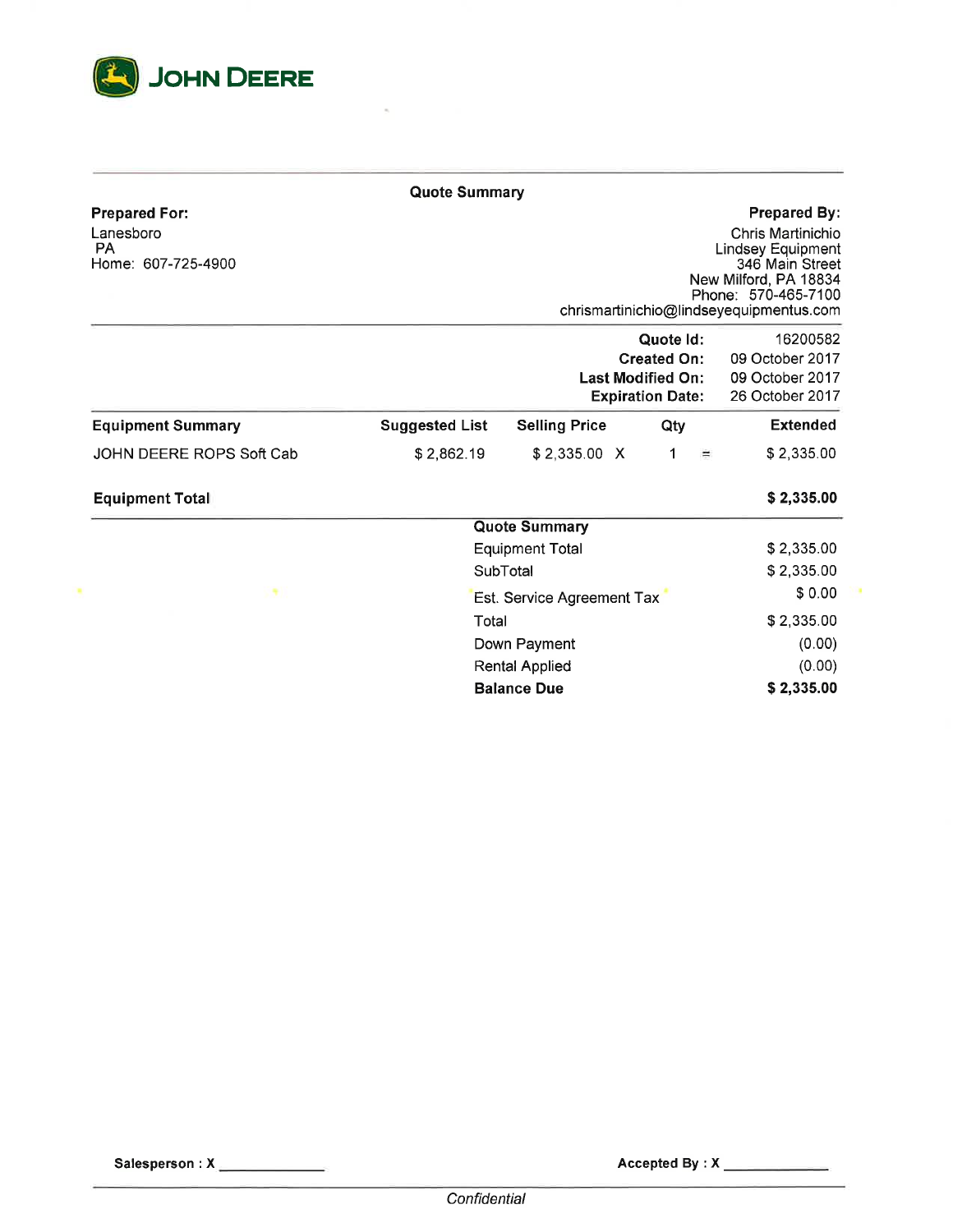JOHN DEERE

## Quote Summary

**Prepared For:**
Lanesboro
PA
Home: 607-725-4900

**Prepared By:**
Chris Martinichio
Lindsey Equipment
346 Main Street
New Milford, PA 18834
Phone: 570-465-7100
chrismartinichio@lindseyequipmentus.com

| | |
|---|---|
| **Quote Id:** | 16200582 |
| **Created On:** | 09 October 2017 |
| **Last Modified On:** | 09 October 2017 |
| **Expiration Date:** | 26 October 2017 |

| Equipment Summary | Suggested List | Selling Price | | Qty | | Extended |
|---|---|---|---|---|---|---|
| JOHN DEERE ROPS Soft Cab | $ 2,862.19 | $ 2,335.00 | X | 1 | = | $ 2,335.00 |
| **Equipment Total** | | | | | | **$ 2,335.00** |

| **Quote Summary** | |
|---|---|
| Equipment Total | $ 2,335.00 |
| SubTotal | $ 2,335.00 |
| Est. Service Agreement Tax | $ 0.00 |
| Total | $ 2,335.00 |
| Down Payment | (0.00) |
| Rental Applied | (0.00) |
| **Balance Due** | **$ 2,335.00** |

**Salesperson : X** ____________

**Accepted By : X** ____________

*Confidential*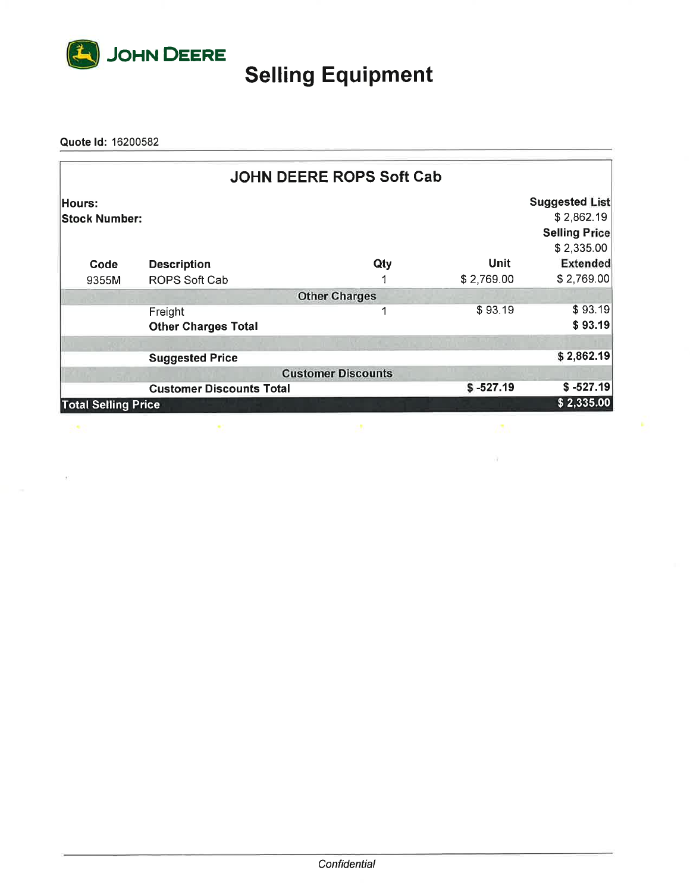JOHN DEERE

# Selling Equipment

**Quote Id:** 16200582

## JOHN DEERE ROPS Soft Cab

| | | | | |
|---|---|---|---|---|
| **Hours:** | | | | **Suggested List** |
| **Stock Number:** | | | | $ 2,862.19 |
| | | | | **Selling Price** |
| | | | | $ 2,335.00 |
| **Code** | **Description** | **Qty** | **Unit** | **Extended** |
| 9355M | ROPS Soft Cab | 1 | $ 2,769.00 | $ 2,769.00 |
| | **Other Charges** | | | |
| | Freight | 1 | $ 93.19 | $ 93.19 |
| | **Other Charges Total** | | | **$ 93.19** |
| | **Suggested Price** | | | **$ 2,862.19** |
| | **Customer Discounts** | | | |
| | **Customer Discounts Total** | | **$ -527.19** | **$ -527.19** |
| **Total Selling Price** | | | | **$ 2,335.00** |

*Confidential*